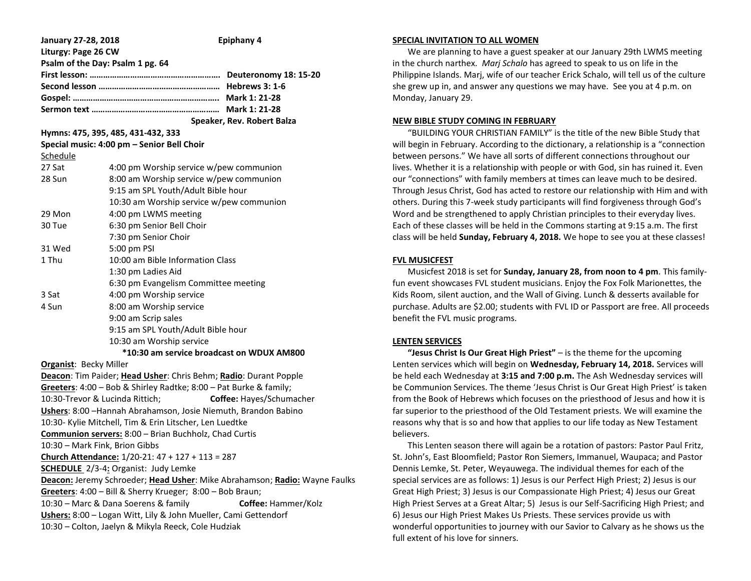**January 27-28, 2018 — Epiphany 4**

**Liturgy: Page 26 CW**

**Psalm of the Day: Psalm 1 pg. 64**

**First lesson: ………………………………………………… Deuteronomy 18: 15-20**

**Second lesson …………………………………………… Hebrews 3: 1-6**

**Gospel: …………………………………………………….. Mark 1: 21-28**

**Sermon text ……………………………………………… Mark 1: 21-28**

**Speaker, Rev. Robert Balza**

**Hymns: 475, 395, 485, 431-432, 333**

**Special music: 4:00 pm – Senior Bell Choir**

Schedule

| | |
|---|---|
| 27 Sat | 4:00 pm Worship service w/pew communion |
| 28 Sun | 8:00 am Worship service w/pew communion |
| | 9:15 am SPL Youth/Adult Bible hour |
| | 10:30 am Worship service w/pew communion |
| 29 Mon | 4:00 pm LWMS meeting |
| 30 Tue | 6:30 pm Senior Bell Choir |
| | 7:30 pm Senior Choir |
| 31 Wed | 5:00 pm PSI |
| 1 Thu | 10:00 am Bible Information Class |
| | 1:30 pm Ladies Aid |
| | 6:30 pm Evangelism Committee meeting |
| 3 Sat | 4:00 pm Worship service |
| 4 Sun | 8:00 am Worship service |
| | 9:00 am Scrip sales |
| | 9:15 am SPL Youth/Adult Bible hour |
| | 10:30 am Worship service |

**\*10:30 am service broadcast on WDUX AM800**

**Organist**: Becky Miller

**Deacon**: Tim Paider; **Head Usher**: Chris Behm; **Radio**: Durant Popple

**Greeters**: 4:00 – Bob & Shirley Radtke; 8:00 – Pat Burke & family;
10:30-Trevor & Lucinda Rittich; **Coffee:** Hayes/Schumacher

**Ushers**: 8:00 –Hannah Abrahamson, Josie Niemuth, Brandon Babino
10:30- Kylie Mitchell, Tim & Erin Litscher, Len Luedtke

**Communion servers:** 8:00 – Brian Buchholz, Chad Curtis
10:30 – Mark Fink, Brion Gibbs

**Church Attendance:** 1/20-21: 47 + 127 + 113 = 287

**SCHEDULE** 2/3-4**:** Organist: Judy Lemke

**Deacon:** Jeremy Schroeder; **Head Usher**: Mike Abrahamson; **Radio:** Wayne Faulks

**Greeters**: 4:00 – Bill & Sherry Krueger; 8:00 – Bob Braun;
10:30 – Marc & Dana Soerens & family **Coffee:** Hammer/Kolz

**Ushers:** 8:00 – Logan Witt, Lily & John Mueller, Cami Gettendorf
10:30 – Colton, Jaelyn & Mikyla Reeck, Cole Hudziak

**SPECIAL INVITATION TO ALL WOMEN**

We are planning to have a guest speaker at our January 29th LWMS meeting in the church narthex. *Marj Schalo* has agreed to speak to us on life in the Philippine Islands. Marj, wife of our teacher Erick Schalo, will tell us of the culture she grew up in, and answer any questions we may have. See you at 4 p.m. on Monday, January 29.

**NEW BIBLE STUDY COMING IN FEBRUARY**

"BUILDING YOUR CHRISTIAN FAMILY" is the title of the new Bible Study that will begin in February. According to the dictionary, a relationship is a "connection between persons." We have all sorts of different connections throughout our lives. Whether it is a relationship with people or with God, sin has ruined it. Even our "connections" with family members at times can leave much to be desired. Through Jesus Christ, God has acted to restore our relationship with Him and with others. During this 7-week study participants will find forgiveness through God's Word and be strengthened to apply Christian principles to their everyday lives. Each of these classes will be held in the Commons starting at 9:15 a.m. The first class will be held **Sunday, February 4, 2018.** We hope to see you at these classes!

**FVL MUSICFEST**

Musicfest 2018 is set for **Sunday, January 28, from noon to 4 pm**. This family-fun event showcases FVL student musicians. Enjoy the Fox Folk Marionettes, the Kids Room, silent auction, and the Wall of Giving. Lunch & desserts available for purchase. Adults are $2.00; students with FVL ID or Passport are free. All proceeds benefit the FVL music programs.

**LENTEN SERVICES**

**"Jesus Christ Is Our Great High Priest"** – is the theme for the upcoming Lenten services which will begin on **Wednesday, February 14, 2018.** Services will be held each Wednesday at **3:15 and 7:00 p.m.** The Ash Wednesday services will be Communion Services. The theme 'Jesus Christ is Our Great High Priest' is taken from the Book of Hebrews which focuses on the priesthood of Jesus and how it is far superior to the priesthood of the Old Testament priests. We will examine the reasons why that is so and how that applies to our life today as New Testament believers.

This Lenten season there will again be a rotation of pastors: Pastor Paul Fritz, St. John's, East Bloomfield; Pastor Ron Siemers, Immanuel, Waupaca; and Pastor Dennis Lemke, St. Peter, Weyauwega. The individual themes for each of the special services are as follows: 1) Jesus is our Perfect High Priest; 2) Jesus is our Great High Priest; 3) Jesus is our Compassionate High Priest; 4) Jesus our Great High Priest Serves at a Great Altar; 5) Jesus is our Self-Sacrificing High Priest; and 6) Jesus our High Priest Makes Us Priests. These services provide us with wonderful opportunities to journey with our Savior to Calvary as he shows us the full extent of his love for sinners.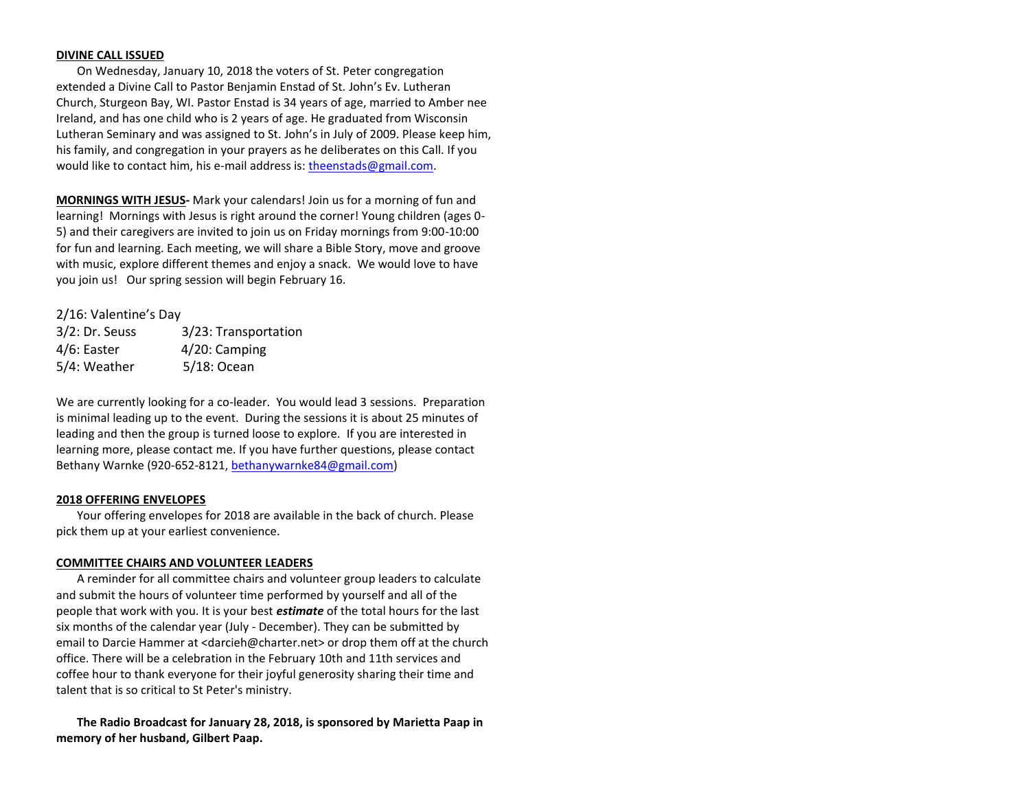**DIVINE CALL ISSUED**

On Wednesday, January 10, 2018 the voters of St. Peter congregation extended a Divine Call to Pastor Benjamin Enstad of St. John's Ev. Lutheran Church, Sturgeon Bay, WI. Pastor Enstad is 34 years of age, married to Amber nee Ireland, and has one child who is 2 years of age. He graduated from Wisconsin Lutheran Seminary and was assigned to St. John's in July of 2009. Please keep him, his family, and congregation in your prayers as he deliberates on this Call. If you would like to contact him, his e-mail address is: theenstads@gmail.com.

**MORNINGS WITH JESUS-** Mark your calendars! Join us for a morning of fun and learning! Mornings with Jesus is right around the corner! Young children (ages 0-5) and their caregivers are invited to join us on Friday mornings from 9:00-10:00 for fun and learning. Each meeting, we will share a Bible Story, move and groove with music, explore different themes and enjoy a snack. We would love to have you join us! Our spring session will begin February 16.

2/16: Valentine's Day

| | |
|---|---|
| 3/2: Dr. Seuss | 3/23: Transportation |
| 4/6: Easter | 4/20: Camping |
| 5/4: Weather | 5/18: Ocean |

We are currently looking for a co-leader. You would lead 3 sessions. Preparation is minimal leading up to the event. During the sessions it is about 25 minutes of leading and then the group is turned loose to explore. If you are interested in learning more, please contact me. If you have further questions, please contact Bethany Warnke (920-652-8121, bethanywarnke84@gmail.com)

**2018 OFFERING ENVELOPES**

Your offering envelopes for 2018 are available in the back of church. Please pick them up at your earliest convenience.

**COMMITTEE CHAIRS AND VOLUNTEER LEADERS**

A reminder for all committee chairs and volunteer group leaders to calculate and submit the hours of volunteer time performed by yourself and all of the people that work with you. It is your best ***estimate*** of the total hours for the last six months of the calendar year (July - December). They can be submitted by email to Darcie Hammer at <darcieh@charter.net> or drop them off at the church office. There will be a celebration in the February 10th and 11th services and coffee hour to thank everyone for their joyful generosity sharing their time and talent that is so critical to St Peter's ministry.

**The Radio Broadcast for January 28, 2018, is sponsored by Marietta Paap in memory of her husband, Gilbert Paap.**